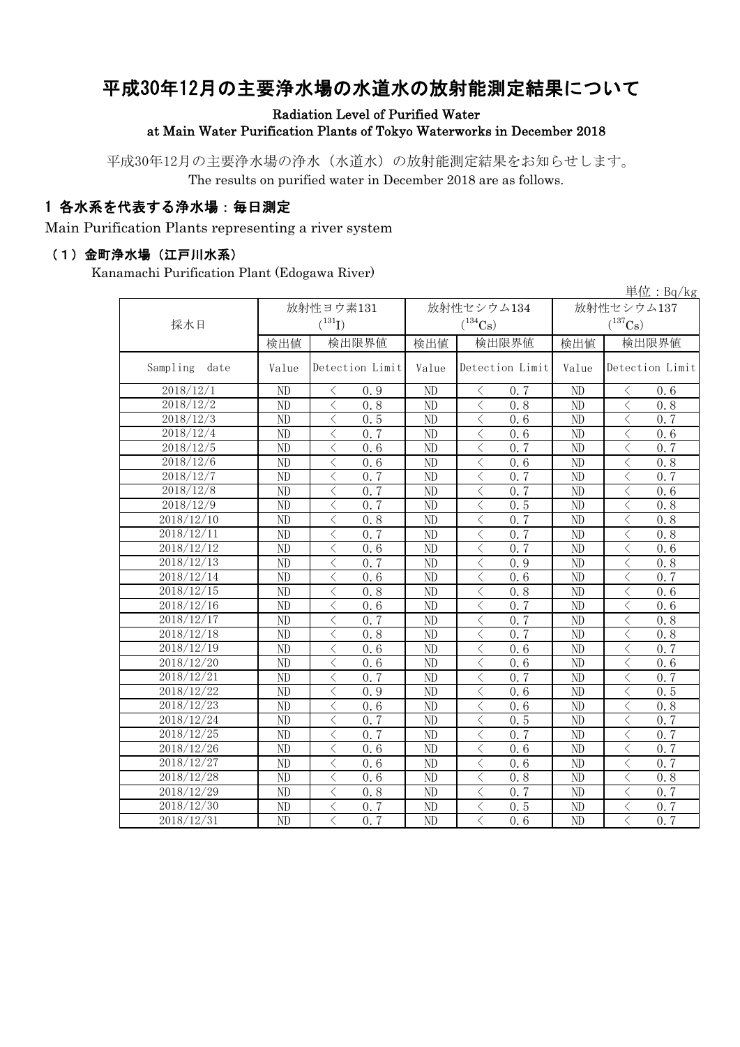# 平成30年12月の主要浄水場の水道水の放射能測定結果について

**Radiation Level of Purified Water at Main Water Purification Plants of Tokyo Waterworks in December 2018**

平成30年12月の主要浄水場の浄水（水道水）の放射能測定結果をお知らせします。
The results on purified water in December 2018 are as follows.

## 1 各水系を代表する浄水場：毎日測定

Main Purification Plants representing a river system

### （1）金町浄水場（江戸川水系）

Kanamachi Purification Plant (Edogawa River)

単位：Bq/kg

| 採水日 | 放射性ヨウ素131 ($^{131}$I) | | 放射性セシウム134 ($^{134}$Cs) | | 放射性セシウム137 ($^{137}$Cs) | |
|---|---|---|---|---|---|---|
| | 検出値 | 検出限界値 | 検出値 | 検出限界値 | 検出値 | 検出限界値 |
| Sampling date | Value | Detection Limit | Value | Detection Limit | Value | Detection Limit |
| 2018/12/1 | ND | ＜ 0.9 | ND | ＜ 0.7 | ND | ＜ 0.6 |
| 2018/12/2 | ND | ＜ 0.8 | ND | ＜ 0.8 | ND | ＜ 0.8 |
| 2018/12/3 | ND | ＜ 0.5 | ND | ＜ 0.6 | ND | ＜ 0.7 |
| 2018/12/4 | ND | ＜ 0.7 | ND | ＜ 0.6 | ND | ＜ 0.6 |
| 2018/12/5 | ND | ＜ 0.6 | ND | ＜ 0.7 | ND | ＜ 0.7 |
| 2018/12/6 | ND | ＜ 0.6 | ND | ＜ 0.6 | ND | ＜ 0.8 |
| 2018/12/7 | ND | ＜ 0.7 | ND | ＜ 0.7 | ND | ＜ 0.7 |
| 2018/12/8 | ND | ＜ 0.7 | ND | ＜ 0.7 | ND | ＜ 0.6 |
| 2018/12/9 | ND | ＜ 0.7 | ND | ＜ 0.5 | ND | ＜ 0.8 |
| 2018/12/10 | ND | ＜ 0.8 | ND | ＜ 0.7 | ND | ＜ 0.8 |
| 2018/12/11 | ND | ＜ 0.7 | ND | ＜ 0.7 | ND | ＜ 0.8 |
| 2018/12/12 | ND | ＜ 0.6 | ND | ＜ 0.7 | ND | ＜ 0.6 |
| 2018/12/13 | ND | ＜ 0.7 | ND | ＜ 0.9 | ND | ＜ 0.8 |
| 2018/12/14 | ND | ＜ 0.6 | ND | ＜ 0.6 | ND | ＜ 0.7 |
| 2018/12/15 | ND | ＜ 0.8 | ND | ＜ 0.8 | ND | ＜ 0.6 |
| 2018/12/16 | ND | ＜ 0.6 | ND | ＜ 0.7 | ND | ＜ 0.6 |
| 2018/12/17 | ND | ＜ 0.7 | ND | ＜ 0.7 | ND | ＜ 0.8 |
| 2018/12/18 | ND | ＜ 0.8 | ND | ＜ 0.7 | ND | ＜ 0.8 |
| 2018/12/19 | ND | ＜ 0.6 | ND | ＜ 0.6 | ND | ＜ 0.7 |
| 2018/12/20 | ND | ＜ 0.6 | ND | ＜ 0.6 | ND | ＜ 0.6 |
| 2018/12/21 | ND | ＜ 0.7 | ND | ＜ 0.7 | ND | ＜ 0.7 |
| 2018/12/22 | ND | ＜ 0.9 | ND | ＜ 0.6 | ND | ＜ 0.5 |
| 2018/12/23 | ND | ＜ 0.6 | ND | ＜ 0.6 | ND | ＜ 0.8 |
| 2018/12/24 | ND | ＜ 0.7 | ND | ＜ 0.5 | ND | ＜ 0.7 |
| 2018/12/25 | ND | ＜ 0.7 | ND | ＜ 0.7 | ND | ＜ 0.7 |
| 2018/12/26 | ND | ＜ 0.6 | ND | ＜ 0.6 | ND | ＜ 0.7 |
| 2018/12/27 | ND | ＜ 0.6 | ND | ＜ 0.6 | ND | ＜ 0.7 |
| 2018/12/28 | ND | ＜ 0.6 | ND | ＜ 0.8 | ND | ＜ 0.8 |
| 2018/12/29 | ND | ＜ 0.8 | ND | ＜ 0.7 | ND | ＜ 0.7 |
| 2018/12/30 | ND | ＜ 0.7 | ND | ＜ 0.5 | ND | ＜ 0.7 |
| 2018/12/31 | ND | ＜ 0.7 | ND | ＜ 0.6 | ND | ＜ 0.7 |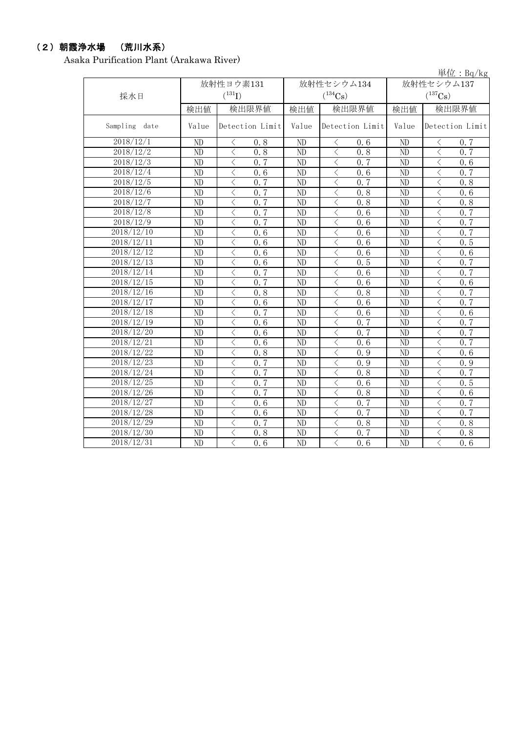## （２）朝霞浄水場　（荒川水系）

Asaka Purification Plant (Arakawa River)

単位：Bq/kg

| 採水日 | 放射性ヨウ素131 ($^{131}$I) | | 放射性セシウム134 ($^{134}$Cs) | | 放射性セシウム137 ($^{137}$Cs) | |
|---|---|---|---|---|---|---|
| | 検出値 | 検出限界値 | 検出値 | 検出限界値 | 検出値 | 検出限界値 |
| Sampling date | Value | Detection Limit | Value | Detection Limit | Value | Detection Limit |
| 2018/12/1 | ND | ＜ 0.8 | ND | ＜ 0.6 | ND | ＜ 0.7 |
| 2018/12/2 | ND | ＜ 0.8 | ND | ＜ 0.8 | ND | ＜ 0.7 |
| 2018/12/3 | ND | ＜ 0.7 | ND | ＜ 0.7 | ND | ＜ 0.6 |
| 2018/12/4 | ND | ＜ 0.6 | ND | ＜ 0.6 | ND | ＜ 0.7 |
| 2018/12/5 | ND | ＜ 0.7 | ND | ＜ 0.7 | ND | ＜ 0.8 |
| 2018/12/6 | ND | ＜ 0.7 | ND | ＜ 0.8 | ND | ＜ 0.6 |
| 2018/12/7 | ND | ＜ 0.7 | ND | ＜ 0.8 | ND | ＜ 0.8 |
| 2018/12/8 | ND | ＜ 0.7 | ND | ＜ 0.6 | ND | ＜ 0.7 |
| 2018/12/9 | ND | ＜ 0.7 | ND | ＜ 0.6 | ND | ＜ 0.7 |
| 2018/12/10 | ND | ＜ 0.6 | ND | ＜ 0.6 | ND | ＜ 0.7 |
| 2018/12/11 | ND | ＜ 0.6 | ND | ＜ 0.6 | ND | ＜ 0.5 |
| 2018/12/12 | ND | ＜ 0.6 | ND | ＜ 0.6 | ND | ＜ 0.6 |
| 2018/12/13 | ND | ＜ 0.6 | ND | ＜ 0.5 | ND | ＜ 0.7 |
| 2018/12/14 | ND | ＜ 0.7 | ND | ＜ 0.6 | ND | ＜ 0.7 |
| 2018/12/15 | ND | ＜ 0.7 | ND | ＜ 0.6 | ND | ＜ 0.6 |
| 2018/12/16 | ND | ＜ 0.8 | ND | ＜ 0.8 | ND | ＜ 0.7 |
| 2018/12/17 | ND | ＜ 0.6 | ND | ＜ 0.6 | ND | ＜ 0.7 |
| 2018/12/18 | ND | ＜ 0.7 | ND | ＜ 0.6 | ND | ＜ 0.6 |
| 2018/12/19 | ND | ＜ 0.6 | ND | ＜ 0.7 | ND | ＜ 0.7 |
| 2018/12/20 | ND | ＜ 0.6 | ND | ＜ 0.7 | ND | ＜ 0.7 |
| 2018/12/21 | ND | ＜ 0.6 | ND | ＜ 0.6 | ND | ＜ 0.7 |
| 2018/12/22 | ND | ＜ 0.8 | ND | ＜ 0.9 | ND | ＜ 0.6 |
| 2018/12/23 | ND | ＜ 0.7 | ND | ＜ 0.9 | ND | ＜ 0.9 |
| 2018/12/24 | ND | ＜ 0.7 | ND | ＜ 0.8 | ND | ＜ 0.7 |
| 2018/12/25 | ND | ＜ 0.7 | ND | ＜ 0.6 | ND | ＜ 0.5 |
| 2018/12/26 | ND | ＜ 0.7 | ND | ＜ 0.8 | ND | ＜ 0.6 |
| 2018/12/27 | ND | ＜ 0.6 | ND | ＜ 0.7 | ND | ＜ 0.7 |
| 2018/12/28 | ND | ＜ 0.6 | ND | ＜ 0.7 | ND | ＜ 0.7 |
| 2018/12/29 | ND | ＜ 0.7 | ND | ＜ 0.8 | ND | ＜ 0.8 |
| 2018/12/30 | ND | ＜ 0.8 | ND | ＜ 0.7 | ND | ＜ 0.8 |
| 2018/12/31 | ND | ＜ 0.6 | ND | ＜ 0.6 | ND | ＜ 0.6 |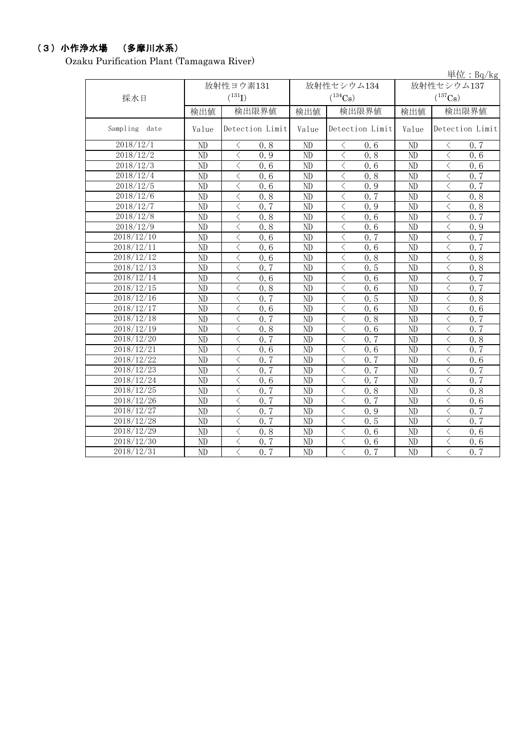## （３）小作浄水場　（多摩川水系）

Ozaku Purification Plant (Tamagawa River)

単位：Bq/kg

| 採水日 | 放射性ヨウ素131 ($^{131}I$) | | 放射性セシウム134 ($^{134}Cs$) | | 放射性セシウム137 ($^{137}Cs$) | |
|---|---|---|---|---|---|---|
| | 検出値 | 検出限界値 | 検出値 | 検出限界値 | 検出値 | 検出限界値 |
| Sampling date | Value | Detection Limit | Value | Detection Limit | Value | Detection Limit |
| 2018/12/1 | ND | ＜ 0.8 | ND | ＜ 0.6 | ND | ＜ 0.7 |
| 2018/12/2 | ND | ＜ 0.9 | ND | ＜ 0.8 | ND | ＜ 0.6 |
| 2018/12/3 | ND | ＜ 0.6 | ND | ＜ 0.6 | ND | ＜ 0.6 |
| 2018/12/4 | ND | ＜ 0.6 | ND | ＜ 0.8 | ND | ＜ 0.7 |
| 2018/12/5 | ND | ＜ 0.6 | ND | ＜ 0.9 | ND | ＜ 0.7 |
| 2018/12/6 | ND | ＜ 0.8 | ND | ＜ 0.7 | ND | ＜ 0.8 |
| 2018/12/7 | ND | ＜ 0.7 | ND | ＜ 0.9 | ND | ＜ 0.8 |
| 2018/12/8 | ND | ＜ 0.8 | ND | ＜ 0.6 | ND | ＜ 0.7 |
| 2018/12/9 | ND | ＜ 0.8 | ND | ＜ 0.6 | ND | ＜ 0.9 |
| 2018/12/10 | ND | ＜ 0.6 | ND | ＜ 0.7 | ND | ＜ 0.7 |
| 2018/12/11 | ND | ＜ 0.6 | ND | ＜ 0.6 | ND | ＜ 0.7 |
| 2018/12/12 | ND | ＜ 0.6 | ND | ＜ 0.8 | ND | ＜ 0.8 |
| 2018/12/13 | ND | ＜ 0.7 | ND | ＜ 0.5 | ND | ＜ 0.8 |
| 2018/12/14 | ND | ＜ 0.6 | ND | ＜ 0.6 | ND | ＜ 0.7 |
| 2018/12/15 | ND | ＜ 0.8 | ND | ＜ 0.6 | ND | ＜ 0.7 |
| 2018/12/16 | ND | ＜ 0.7 | ND | ＜ 0.5 | ND | ＜ 0.8 |
| 2018/12/17 | ND | ＜ 0.6 | ND | ＜ 0.6 | ND | ＜ 0.6 |
| 2018/12/18 | ND | ＜ 0.7 | ND | ＜ 0.8 | ND | ＜ 0.7 |
| 2018/12/19 | ND | ＜ 0.8 | ND | ＜ 0.6 | ND | ＜ 0.7 |
| 2018/12/20 | ND | ＜ 0.7 | ND | ＜ 0.7 | ND | ＜ 0.8 |
| 2018/12/21 | ND | ＜ 0.6 | ND | ＜ 0.6 | ND | ＜ 0.7 |
| 2018/12/22 | ND | ＜ 0.7 | ND | ＜ 0.7 | ND | ＜ 0.6 |
| 2018/12/23 | ND | ＜ 0.7 | ND | ＜ 0.7 | ND | ＜ 0.7 |
| 2018/12/24 | ND | ＜ 0.6 | ND | ＜ 0.7 | ND | ＜ 0.7 |
| 2018/12/25 | ND | ＜ 0.7 | ND | ＜ 0.8 | ND | ＜ 0.8 |
| 2018/12/26 | ND | ＜ 0.7 | ND | ＜ 0.7 | ND | ＜ 0.6 |
| 2018/12/27 | ND | ＜ 0.7 | ND | ＜ 0.9 | ND | ＜ 0.7 |
| 2018/12/28 | ND | ＜ 0.7 | ND | ＜ 0.5 | ND | ＜ 0.7 |
| 2018/12/29 | ND | ＜ 0.8 | ND | ＜ 0.6 | ND | ＜ 0.6 |
| 2018/12/30 | ND | ＜ 0.7 | ND | ＜ 0.6 | ND | ＜ 0.6 |
| 2018/12/31 | ND | ＜ 0.7 | ND | ＜ 0.7 | ND | ＜ 0.7 |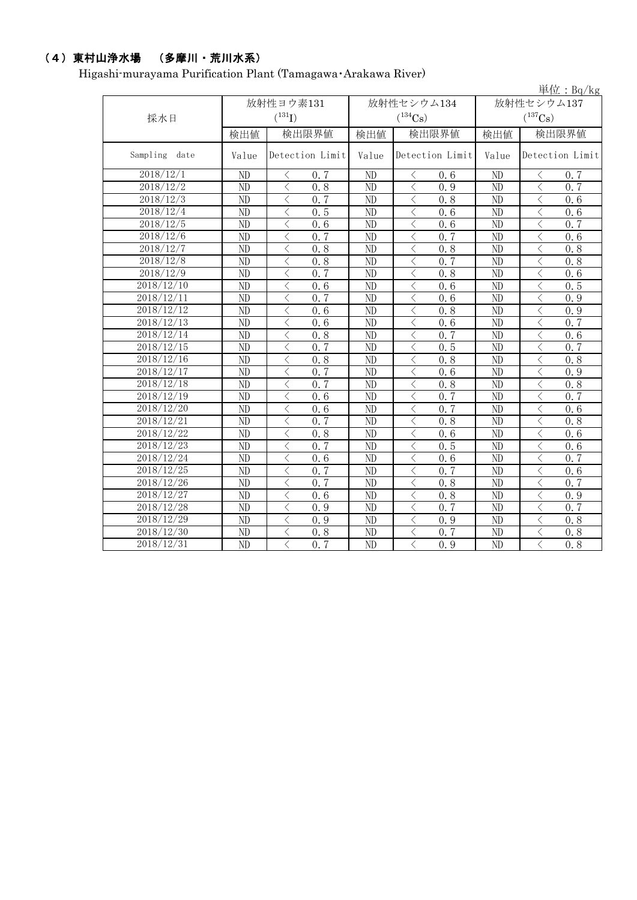### （4）東村山浄水場　（多摩川・荒川水系）

Higashi-murayama Purification Plant (Tamagawa･Arakawa River)

単位：Bq/kg

| 採水日 | 放射性ヨウ素131 ($^{131}$I) | | 放射性セシウム134 ($^{134}$Cs) | | 放射性セシウム137 ($^{137}$Cs) | |
|---|---|---|---|---|---|---|
| | 検出値 | 検出限界値 | 検出値 | 検出限界値 | 検出値 | 検出限界値 |
| Sampling date | Value | Detection Limit | Value | Detection Limit | Value | Detection Limit |
| 2018/12/1 | ND | ＜ 0.7 | ND | ＜ 0.6 | ND | ＜ 0.7 |
| 2018/12/2 | ND | ＜ 0.8 | ND | ＜ 0.9 | ND | ＜ 0.7 |
| 2018/12/3 | ND | ＜ 0.7 | ND | ＜ 0.8 | ND | ＜ 0.6 |
| 2018/12/4 | ND | ＜ 0.5 | ND | ＜ 0.6 | ND | ＜ 0.6 |
| 2018/12/5 | ND | ＜ 0.6 | ND | ＜ 0.6 | ND | ＜ 0.7 |
| 2018/12/6 | ND | ＜ 0.7 | ND | ＜ 0.7 | ND | ＜ 0.6 |
| 2018/12/7 | ND | ＜ 0.8 | ND | ＜ 0.8 | ND | ＜ 0.8 |
| 2018/12/8 | ND | ＜ 0.8 | ND | ＜ 0.7 | ND | ＜ 0.8 |
| 2018/12/9 | ND | ＜ 0.7 | ND | ＜ 0.8 | ND | ＜ 0.6 |
| 2018/12/10 | ND | ＜ 0.6 | ND | ＜ 0.6 | ND | ＜ 0.5 |
| 2018/12/11 | ND | ＜ 0.7 | ND | ＜ 0.6 | ND | ＜ 0.9 |
| 2018/12/12 | ND | ＜ 0.6 | ND | ＜ 0.8 | ND | ＜ 0.9 |
| 2018/12/13 | ND | ＜ 0.6 | ND | ＜ 0.6 | ND | ＜ 0.7 |
| 2018/12/14 | ND | ＜ 0.8 | ND | ＜ 0.7 | ND | ＜ 0.6 |
| 2018/12/15 | ND | ＜ 0.7 | ND | ＜ 0.5 | ND | ＜ 0.7 |
| 2018/12/16 | ND | ＜ 0.8 | ND | ＜ 0.8 | ND | ＜ 0.8 |
| 2018/12/17 | ND | ＜ 0.7 | ND | ＜ 0.6 | ND | ＜ 0.9 |
| 2018/12/18 | ND | ＜ 0.7 | ND | ＜ 0.8 | ND | ＜ 0.8 |
| 2018/12/19 | ND | ＜ 0.6 | ND | ＜ 0.7 | ND | ＜ 0.7 |
| 2018/12/20 | ND | ＜ 0.6 | ND | ＜ 0.7 | ND | ＜ 0.6 |
| 2018/12/21 | ND | ＜ 0.7 | ND | ＜ 0.8 | ND | ＜ 0.8 |
| 2018/12/22 | ND | ＜ 0.8 | ND | ＜ 0.6 | ND | ＜ 0.6 |
| 2018/12/23 | ND | ＜ 0.7 | ND | ＜ 0.5 | ND | ＜ 0.6 |
| 2018/12/24 | ND | ＜ 0.6 | ND | ＜ 0.6 | ND | ＜ 0.7 |
| 2018/12/25 | ND | ＜ 0.7 | ND | ＜ 0.7 | ND | ＜ 0.6 |
| 2018/12/26 | ND | ＜ 0.7 | ND | ＜ 0.8 | ND | ＜ 0.7 |
| 2018/12/27 | ND | ＜ 0.6 | ND | ＜ 0.8 | ND | ＜ 0.9 |
| 2018/12/28 | ND | ＜ 0.9 | ND | ＜ 0.7 | ND | ＜ 0.7 |
| 2018/12/29 | ND | ＜ 0.9 | ND | ＜ 0.9 | ND | ＜ 0.8 |
| 2018/12/30 | ND | ＜ 0.8 | ND | ＜ 0.7 | ND | ＜ 0.8 |
| 2018/12/31 | ND | ＜ 0.7 | ND | ＜ 0.9 | ND | ＜ 0.8 |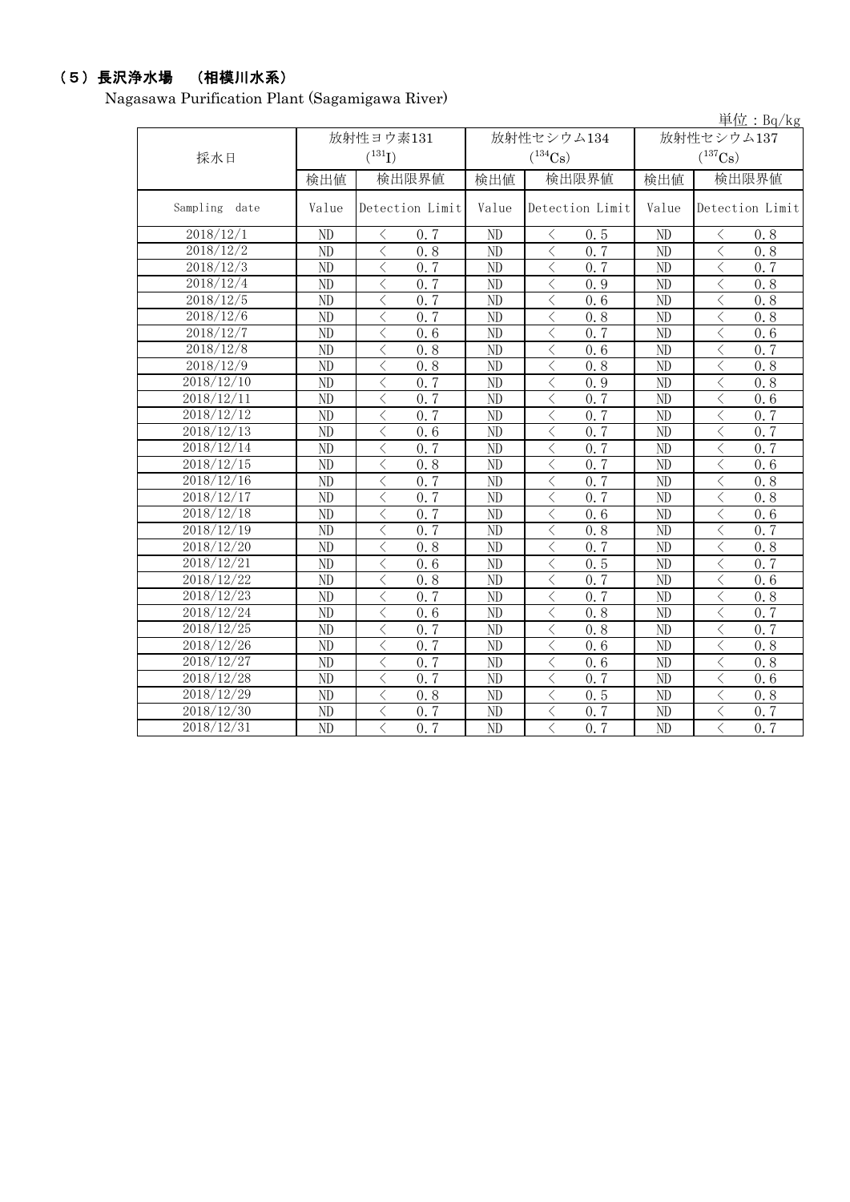## （5）長沢浄水場　（相模川水系）

Nagasawa Purification Plant (Sagamigawa River)

単位：Bq/kg

| 採水日 | 放射性ヨウ素131 ($^{131}$I) | | 放射性セシウム134 ($^{134}$Cs) | | 放射性セシウム137 ($^{137}$Cs) | |
|---|---|---|---|---|---|---|
| | 検出値 | 検出限界値 | 検出値 | 検出限界値 | 検出値 | 検出限界値 |
| Sampling date | Value | Detection Limit | Value | Detection Limit | Value | Detection Limit |
| 2018/12/1 | ND | ＜ 0.7 | ND | ＜ 0.5 | ND | ＜ 0.8 |
| 2018/12/2 | ND | ＜ 0.8 | ND | ＜ 0.7 | ND | ＜ 0.8 |
| 2018/12/3 | ND | ＜ 0.7 | ND | ＜ 0.7 | ND | ＜ 0.7 |
| 2018/12/4 | ND | ＜ 0.7 | ND | ＜ 0.9 | ND | ＜ 0.8 |
| 2018/12/5 | ND | ＜ 0.7 | ND | ＜ 0.6 | ND | ＜ 0.8 |
| 2018/12/6 | ND | ＜ 0.7 | ND | ＜ 0.8 | ND | ＜ 0.8 |
| 2018/12/7 | ND | ＜ 0.6 | ND | ＜ 0.7 | ND | ＜ 0.6 |
| 2018/12/8 | ND | ＜ 0.8 | ND | ＜ 0.6 | ND | ＜ 0.7 |
| 2018/12/9 | ND | ＜ 0.8 | ND | ＜ 0.8 | ND | ＜ 0.8 |
| 2018/12/10 | ND | ＜ 0.7 | ND | ＜ 0.9 | ND | ＜ 0.8 |
| 2018/12/11 | ND | ＜ 0.7 | ND | ＜ 0.7 | ND | ＜ 0.6 |
| 2018/12/12 | ND | ＜ 0.7 | ND | ＜ 0.7 | ND | ＜ 0.7 |
| 2018/12/13 | ND | ＜ 0.6 | ND | ＜ 0.7 | ND | ＜ 0.7 |
| 2018/12/14 | ND | ＜ 0.7 | ND | ＜ 0.7 | ND | ＜ 0.7 |
| 2018/12/15 | ND | ＜ 0.8 | ND | ＜ 0.7 | ND | ＜ 0.6 |
| 2018/12/16 | ND | ＜ 0.7 | ND | ＜ 0.7 | ND | ＜ 0.8 |
| 2018/12/17 | ND | ＜ 0.7 | ND | ＜ 0.7 | ND | ＜ 0.8 |
| 2018/12/18 | ND | ＜ 0.7 | ND | ＜ 0.6 | ND | ＜ 0.6 |
| 2018/12/19 | ND | ＜ 0.7 | ND | ＜ 0.8 | ND | ＜ 0.7 |
| 2018/12/20 | ND | ＜ 0.8 | ND | ＜ 0.7 | ND | ＜ 0.8 |
| 2018/12/21 | ND | ＜ 0.6 | ND | ＜ 0.5 | ND | ＜ 0.7 |
| 2018/12/22 | ND | ＜ 0.8 | ND | ＜ 0.7 | ND | ＜ 0.6 |
| 2018/12/23 | ND | ＜ 0.7 | ND | ＜ 0.7 | ND | ＜ 0.8 |
| 2018/12/24 | ND | ＜ 0.6 | ND | ＜ 0.8 | ND | ＜ 0.7 |
| 2018/12/25 | ND | ＜ 0.7 | ND | ＜ 0.8 | ND | ＜ 0.7 |
| 2018/12/26 | ND | ＜ 0.7 | ND | ＜ 0.6 | ND | ＜ 0.8 |
| 2018/12/27 | ND | ＜ 0.7 | ND | ＜ 0.6 | ND | ＜ 0.8 |
| 2018/12/28 | ND | ＜ 0.7 | ND | ＜ 0.7 | ND | ＜ 0.6 |
| 2018/12/29 | ND | ＜ 0.8 | ND | ＜ 0.5 | ND | ＜ 0.8 |
| 2018/12/30 | ND | ＜ 0.7 | ND | ＜ 0.7 | ND | ＜ 0.7 |
| 2018/12/31 | ND | ＜ 0.7 | ND | ＜ 0.7 | ND | ＜ 0.7 |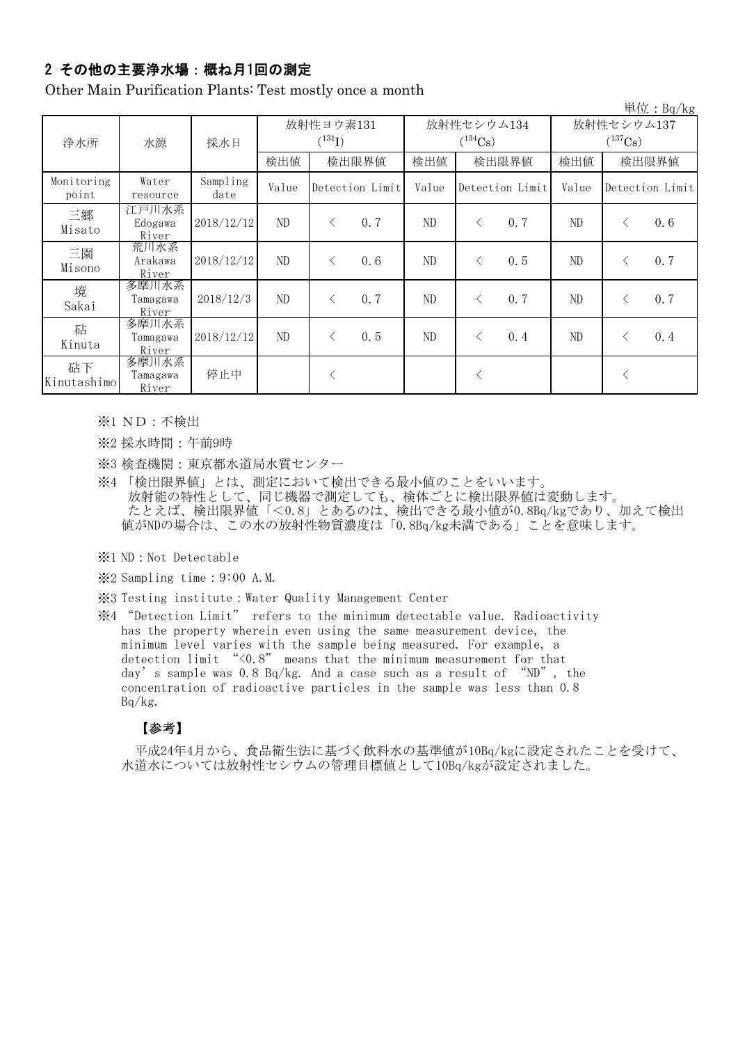## 2 その他の主要浄水場：概ね月1回の測定

Other Main Purification Plants: Test mostly once a month

単位：Bq/kg

| 浄水所 | 水源 | 採水日 | 放射性ヨウ素131 ($^{131}I$) | | | 放射性セシウム134 ($^{134}Cs$) | | | 放射性セシウム137 ($^{137}Cs$) | | |
|---|---|---|---|---|---|---|---|---|---|---|---|
| | | | 検出値 | 検出限界値 | | 検出値 | 検出限界値 | | 検出値 | 検出限界値 | |
| Monitoring point | Water resource | Sampling date | Value | Detection Limit | | Value | Detection Limit | | Value | Detection Limit | |
| 三郷 Misato | 江戸川水系 Edogawa River | 2018/12/12 | ND | < | 0.7 | ND | < | 0.7 | ND | < | 0.6 |
| 三園 Misono | 荒川水系 Arakawa River | 2018/12/12 | ND | < | 0.6 | ND | < | 0.5 | ND | < | 0.7 |
| 境 Sakai | 多摩川水系 Tamagawa River | 2018/12/3 | ND | < | 0.7 | ND | < | 0.7 | ND | < | 0.7 |
| 砧 Kinuta | 多摩川水系 Tamagawa River | 2018/12/12 | ND | < | 0.5 | ND | < | 0.4 | ND | < | 0.4 |
| 砧下 Kinutashimo | 多摩川水系 Tamagawa River | 停止中 | | < | | | < | | | < | |

※1 ＮＤ：不検出

※2 採水時間：午前9時

※3 検査機関：東京都水道局水質センター

※4 「検出限界値」とは、測定において検出できる最小値のことをいいます。
放射能の特性として、同じ機器で測定しても、検体ごとに検出限界値は変動します。
たとえば、検出限界値「＜0.8」とあるのは、検出できる最小値が0.8Bq/kgであり、加えて検出値がNDの場合は、この水の放射性物質濃度は「0.8Bq/kg未満である」ことを意味します。

※1 ND：Not Detectable

※2 Sampling time：9:00 A.M.

※3 Testing institute：Water Quality Management Center

※4 "Detection Limit" refers to the minimum detectable value. Radioactivity has the property wherein even using the same measurement device, the minimum level varies with the sample being measured. For example, a detection limit "<0.8" means that the minimum measurement for that day's sample was 0.8 Bq/kg. And a case such as a result of "ND", the concentration of radioactive particles in the sample was less than 0.8 Bq/kg.

【参考】

平成24年4月から、食品衛生法に基づく飲料水の基準値が10Bq/kgに設定されたことを受けて、水道水については放射性セシウムの管理目標値として10Bq/kgが設定されました。